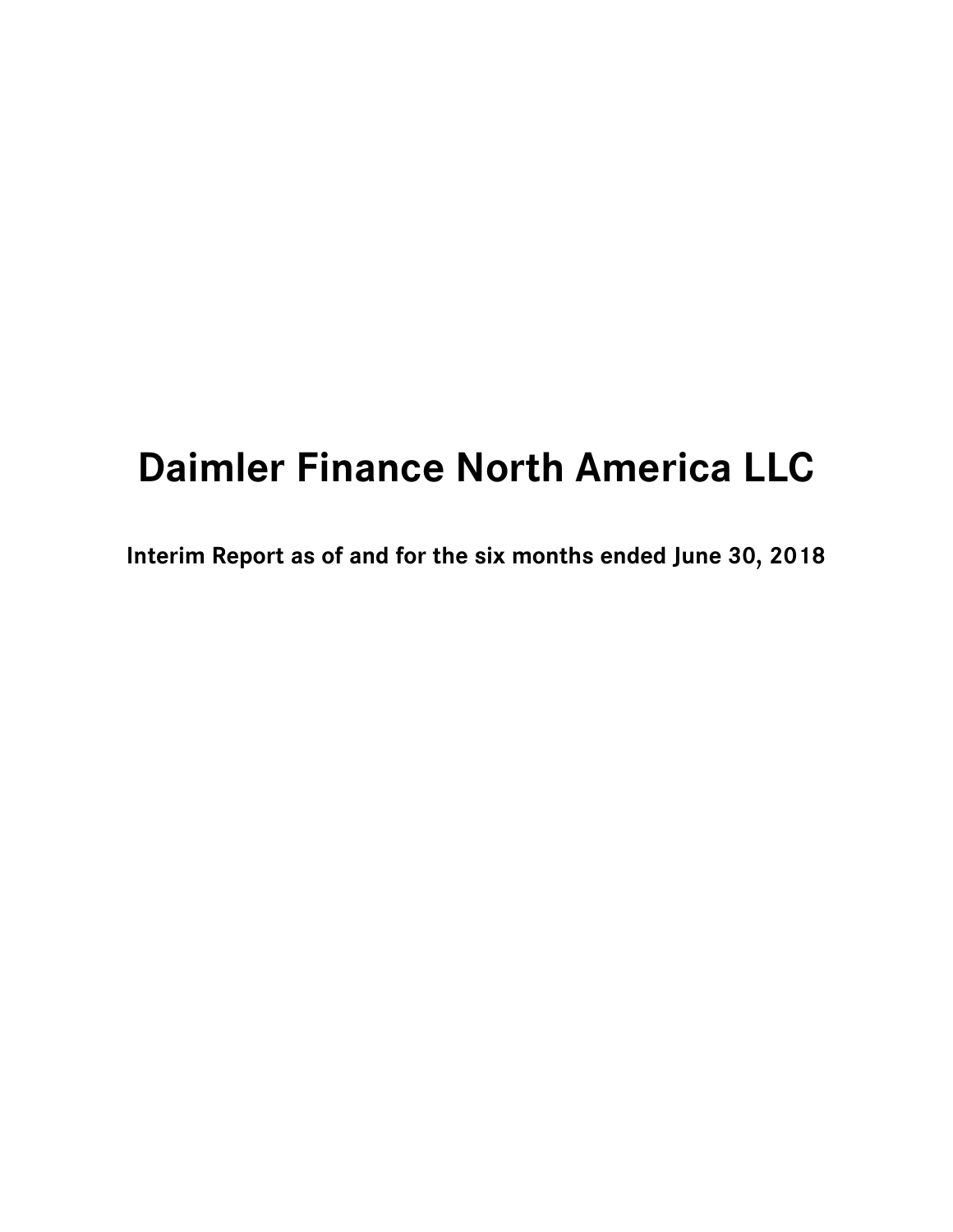# Daimler Finance North America LLC

**Interim Report as of and for the six months ended June 30, 2018**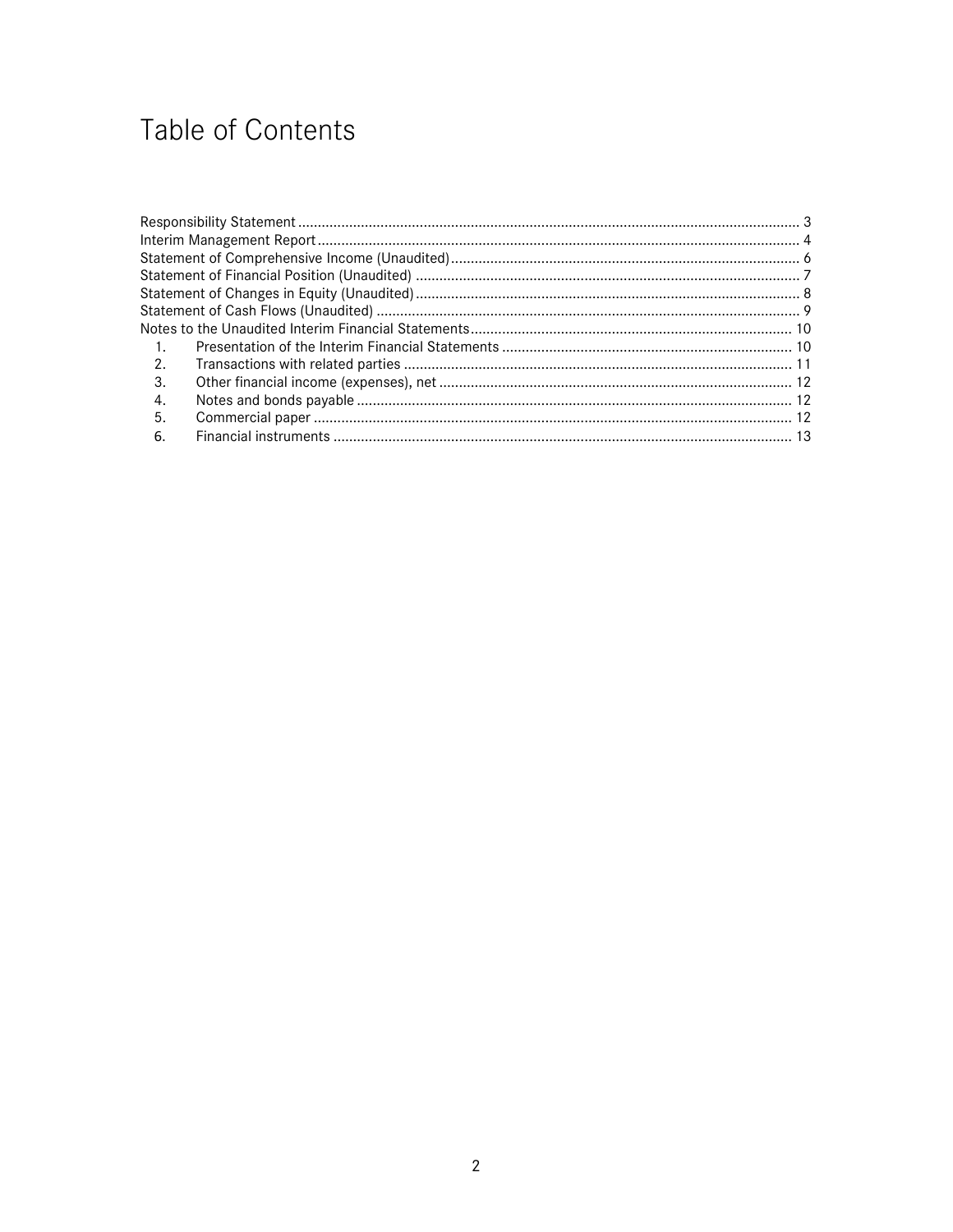# Table of Contents

Responsibility Statement ............................................................ 3
Interim Management Report ............................................................ 4
Statement of Comprehensive Income (Unaudited) ............................................................ 6
Statement of Financial Position (Unaudited) ............................................................ 7
Statement of Changes in Equity (Unaudited) ............................................................ 8
Statement of Cash Flows (Unaudited) ............................................................ 9
Notes to the Unaudited Interim Financial Statements ............................................................ 10

1. Presentation of the Interim Financial Statements ............................................................ 10
2. Transactions with related parties ............................................................ 11
3. Other financial income (expenses), net ............................................................ 12
4. Notes and bonds payable ............................................................ 12
5. Commercial paper ............................................................ 12
6. Financial instruments ............................................................ 13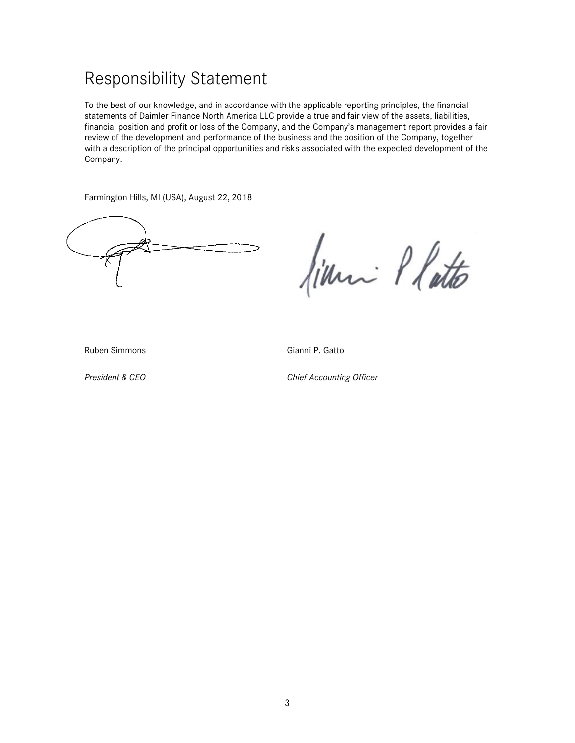# Responsibility Statement

To the best of our knowledge, and in accordance with the applicable reporting principles, the financial statements of Daimler Finance North America LLC provide a true and fair view of the assets, liabilities, financial position and profit or loss of the Company, and the Company's management report provides a fair review of the development and performance of the business and the position of the Company, together with a description of the principal opportunities and risks associated with the expected development of the Company.

Farmington Hills, MI (USA), August 22, 2018

Ruben Simmons

*President & CEO*

Gianni P. Gatto

*Chief Accounting Officer*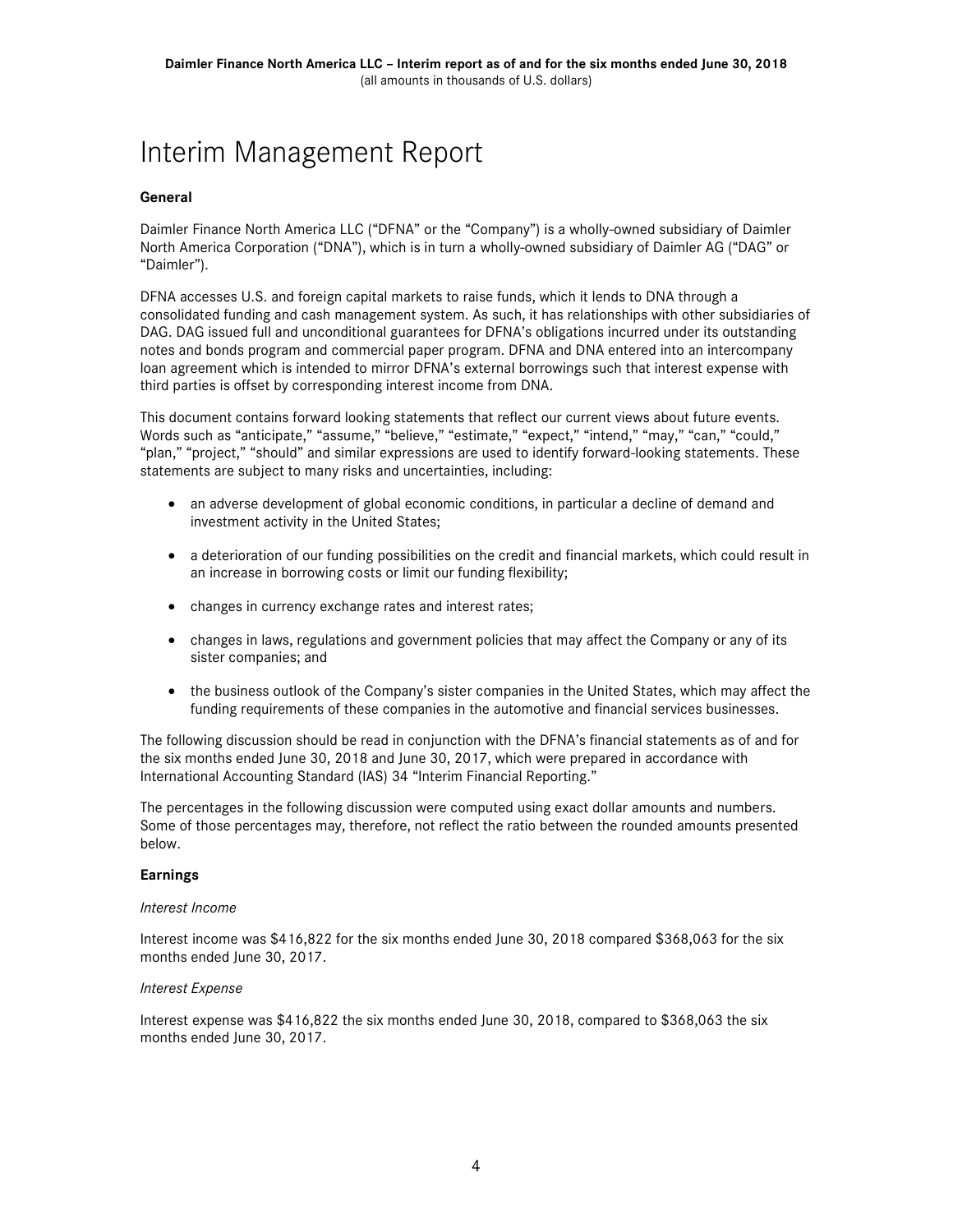# Interim Management Report

**General**

Daimler Finance North America LLC ("DFNA" or the "Company") is a wholly-owned subsidiary of Daimler North America Corporation ("DNA"), which is in turn a wholly-owned subsidiary of Daimler AG ("DAG" or "Daimler").

DFNA accesses U.S. and foreign capital markets to raise funds, which it lends to DNA through a consolidated funding and cash management system. As such, it has relationships with other subsidiaries of DAG. DAG issued full and unconditional guarantees for DFNA's obligations incurred under its outstanding notes and bonds program and commercial paper program. DFNA and DNA entered into an intercompany loan agreement which is intended to mirror DFNA's external borrowings such that interest expense with third parties is offset by corresponding interest income from DNA.

This document contains forward looking statements that reflect our current views about future events. Words such as "anticipate," "assume," "believe," "estimate," "expect," "intend," "may," "can," "could," "plan," "project," "should" and similar expressions are used to identify forward-looking statements. These statements are subject to many risks and uncertainties, including:

- an adverse development of global economic conditions, in particular a decline of demand and investment activity in the United States;
- a deterioration of our funding possibilities on the credit and financial markets, which could result in an increase in borrowing costs or limit our funding flexibility;
- changes in currency exchange rates and interest rates;
- changes in laws, regulations and government policies that may affect the Company or any of its sister companies; and
- the business outlook of the Company's sister companies in the United States, which may affect the funding requirements of these companies in the automotive and financial services businesses.

The following discussion should be read in conjunction with the DFNA's financial statements as of and for the six months ended June 30, 2018 and June 30, 2017, which were prepared in accordance with International Accounting Standard (IAS) 34 "Interim Financial Reporting."

The percentages in the following discussion were computed using exact dollar amounts and numbers. Some of those percentages may, therefore, not reflect the ratio between the rounded amounts presented below.

**Earnings**

*Interest Income*

Interest income was $416,822 for the six months ended June 30, 2018 compared $368,063 for the six months ended June 30, 2017.

*Interest Expense*

Interest expense was $416,822 the six months ended June 30, 2018, compared to $368,063 the six months ended June 30, 2017.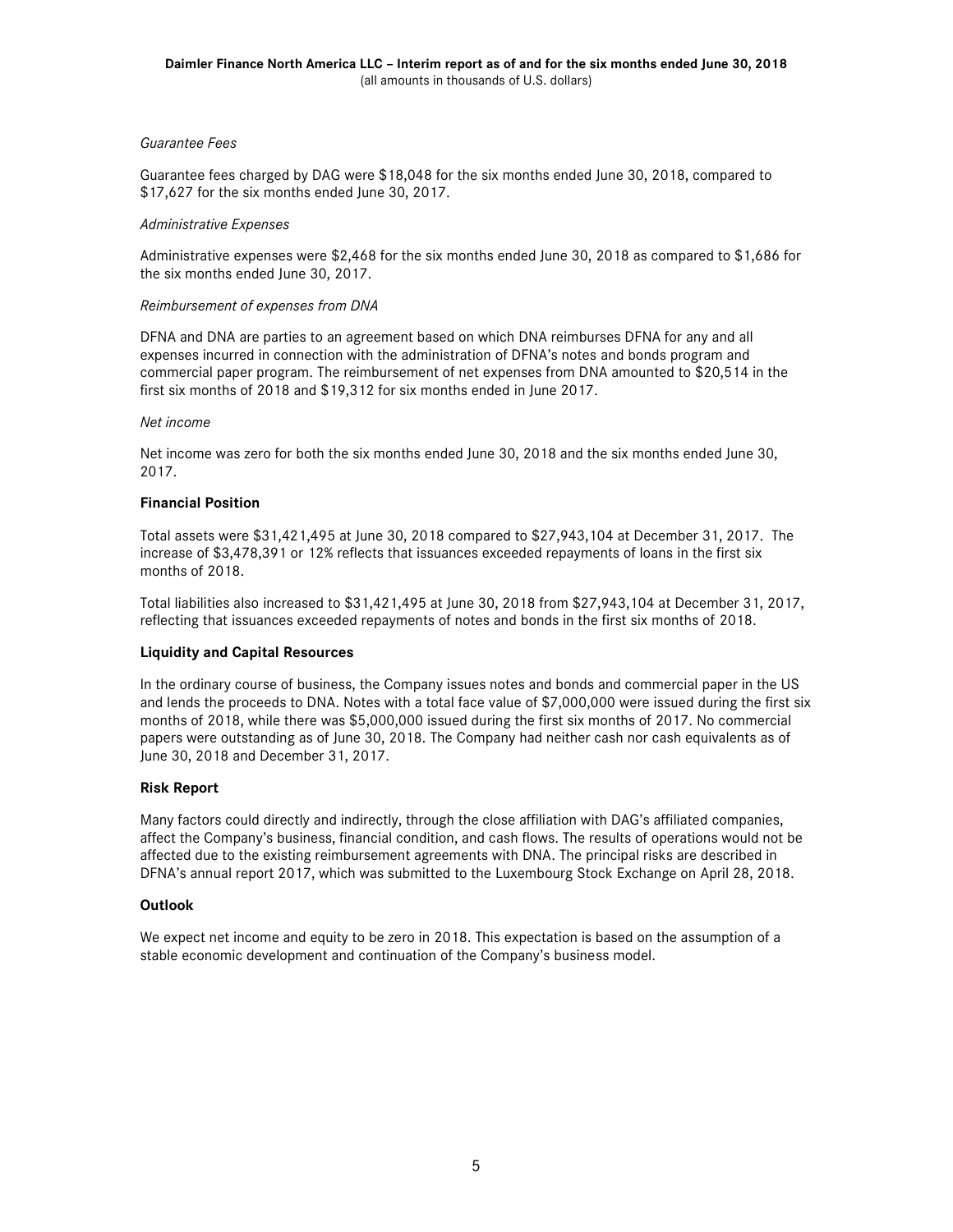*Guarantee Fees*

Guarantee fees charged by DAG were $18,048 for the six months ended June 30, 2018, compared to $17,627 for the six months ended June 30, 2017.

*Administrative Expenses*

Administrative expenses were $2,468 for the six months ended June 30, 2018 as compared to $1,686 for the six months ended June 30, 2017.

*Reimbursement of expenses from DNA*

DFNA and DNA are parties to an agreement based on which DNA reimburses DFNA for any and all expenses incurred in connection with the administration of DFNA's notes and bonds program and commercial paper program. The reimbursement of net expenses from DNA amounted to $20,514 in the first six months of 2018 and $19,312 for six months ended in June 2017.

*Net income*

Net income was zero for both the six months ended June 30, 2018 and the six months ended June 30, 2017.

**Financial Position**

Total assets were $31,421,495 at June 30, 2018 compared to $27,943,104 at December 31, 2017. The increase of $3,478,391 or 12% reflects that issuances exceeded repayments of loans in the first six months of 2018.

Total liabilities also increased to $31,421,495 at June 30, 2018 from $27,943,104 at December 31, 2017, reflecting that issuances exceeded repayments of notes and bonds in the first six months of 2018.

**Liquidity and Capital Resources**

In the ordinary course of business, the Company issues notes and bonds and commercial paper in the US and lends the proceeds to DNA. Notes with a total face value of $7,000,000 were issued during the first six months of 2018, while there was $5,000,000 issued during the first six months of 2017. No commercial papers were outstanding as of June 30, 2018. The Company had neither cash nor cash equivalents as of June 30, 2018 and December 31, 2017.

**Risk Report**

Many factors could directly and indirectly, through the close affiliation with DAG's affiliated companies, affect the Company's business, financial condition, and cash flows. The results of operations would not be affected due to the existing reimbursement agreements with DNA. The principal risks are described in DFNA's annual report 2017, which was submitted to the Luxembourg Stock Exchange on April 28, 2018.

**Outlook**

We expect net income and equity to be zero in 2018. This expectation is based on the assumption of a stable economic development and continuation of the Company's business model.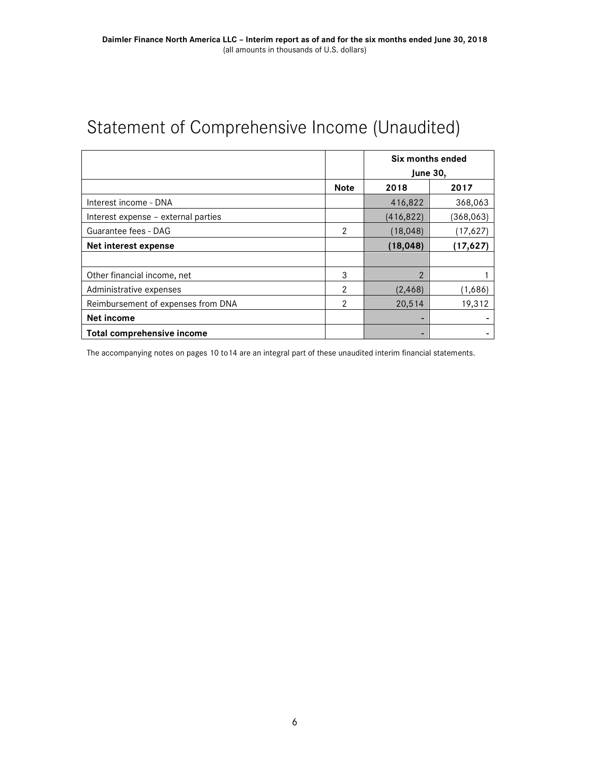# Statement of Comprehensive Income (Unaudited)

| | | Six months ended June 30, | |
|---|---|---|---|
| | **Note** | **2018** | **2017** |
| Interest income - DNA | | 416,822 | 368,063 |
| Interest expense – external parties | | (416,822) | (368,063) |
| Guarantee fees - DAG | 2 | (18,048) | (17,627) |
| **Net interest expense** | | **(18,048)** | **(17,627)** |
| | | | |
| Other financial income, net | 3 | 2 | 1 |
| Administrative expenses | 2 | (2,468) | (1,686) |
| Reimbursement of expenses from DNA | 2 | 20,514 | 19,312 |
| **Net income** | | - | - |
| **Total comprehensive income** | | - | - |

The accompanying notes on pages 10 to14 are an integral part of these unaudited interim financial statements.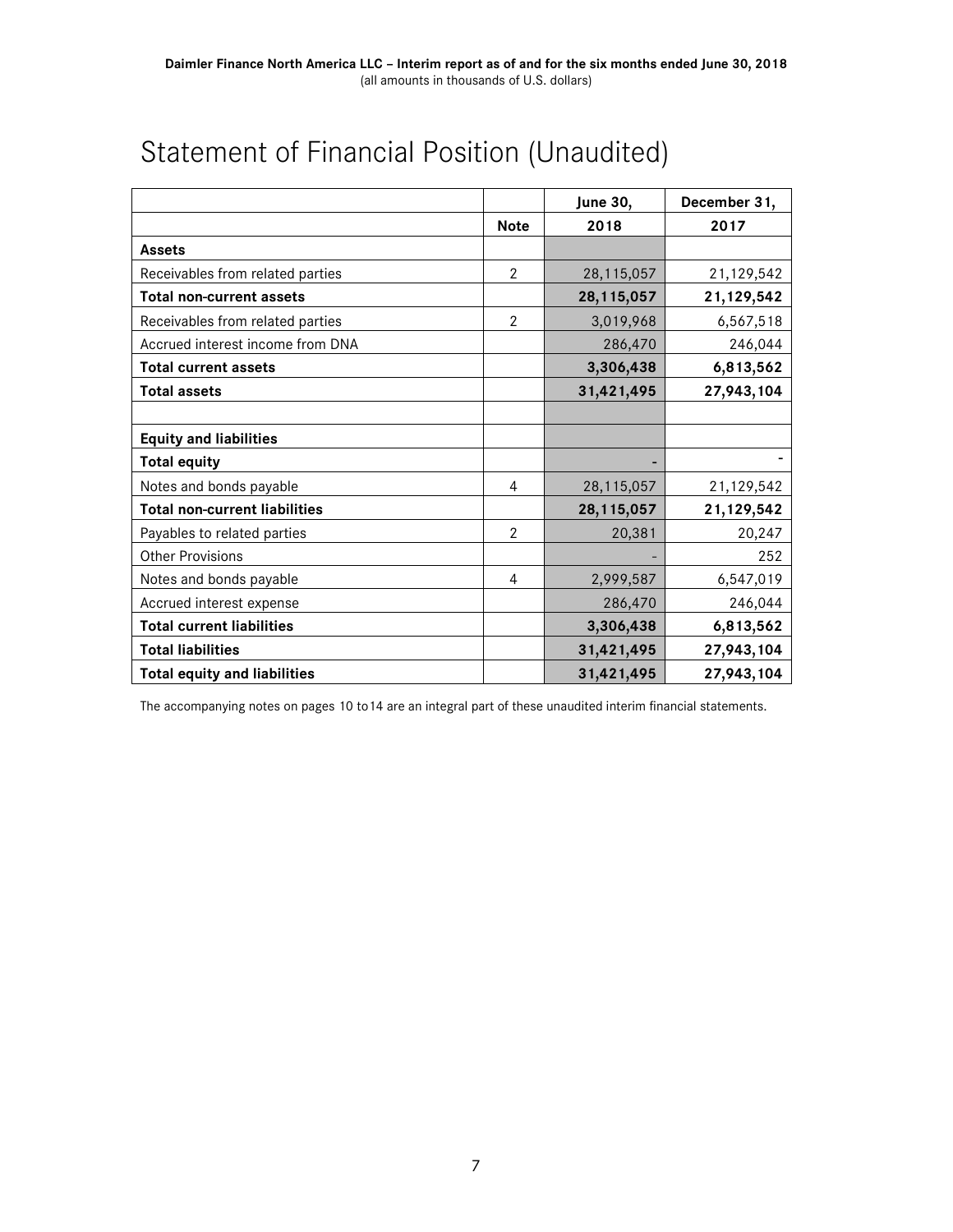# Statement of Financial Position (Unaudited)

| | Note | June 30, 2018 | December 31, 2017 |
|---|---|---|---|
| **Assets** | | | |
| Receivables from related parties | 2 | 28,115,057 | 21,129,542 |
| **Total non-current assets** | | **28,115,057** | **21,129,542** |
| Receivables from related parties | 2 | 3,019,968 | 6,567,518 |
| Accrued interest income from DNA | | 286,470 | 246,044 |
| **Total current assets** | | **3,306,438** | **6,813,562** |
| **Total assets** | | **31,421,495** | **27,943,104** |
| | | | |
| **Equity and liabilities** | | | |
| **Total equity** | | - | - |
| Notes and bonds payable | 4 | 28,115,057 | 21,129,542 |
| **Total non-current liabilities** | | **28,115,057** | **21,129,542** |
| Payables to related parties | 2 | 20,381 | 20,247 |
| Other Provisions | | - | 252 |
| Notes and bonds payable | 4 | 2,999,587 | 6,547,019 |
| Accrued interest expense | | 286,470 | 246,044 |
| **Total current liabilities** | | **3,306,438** | **6,813,562** |
| **Total liabilities** | | **31,421,495** | **27,943,104** |
| **Total equity and liabilities** | | **31,421,495** | **27,943,104** |

The accompanying notes on pages 10 to14 are an integral part of these unaudited interim financial statements.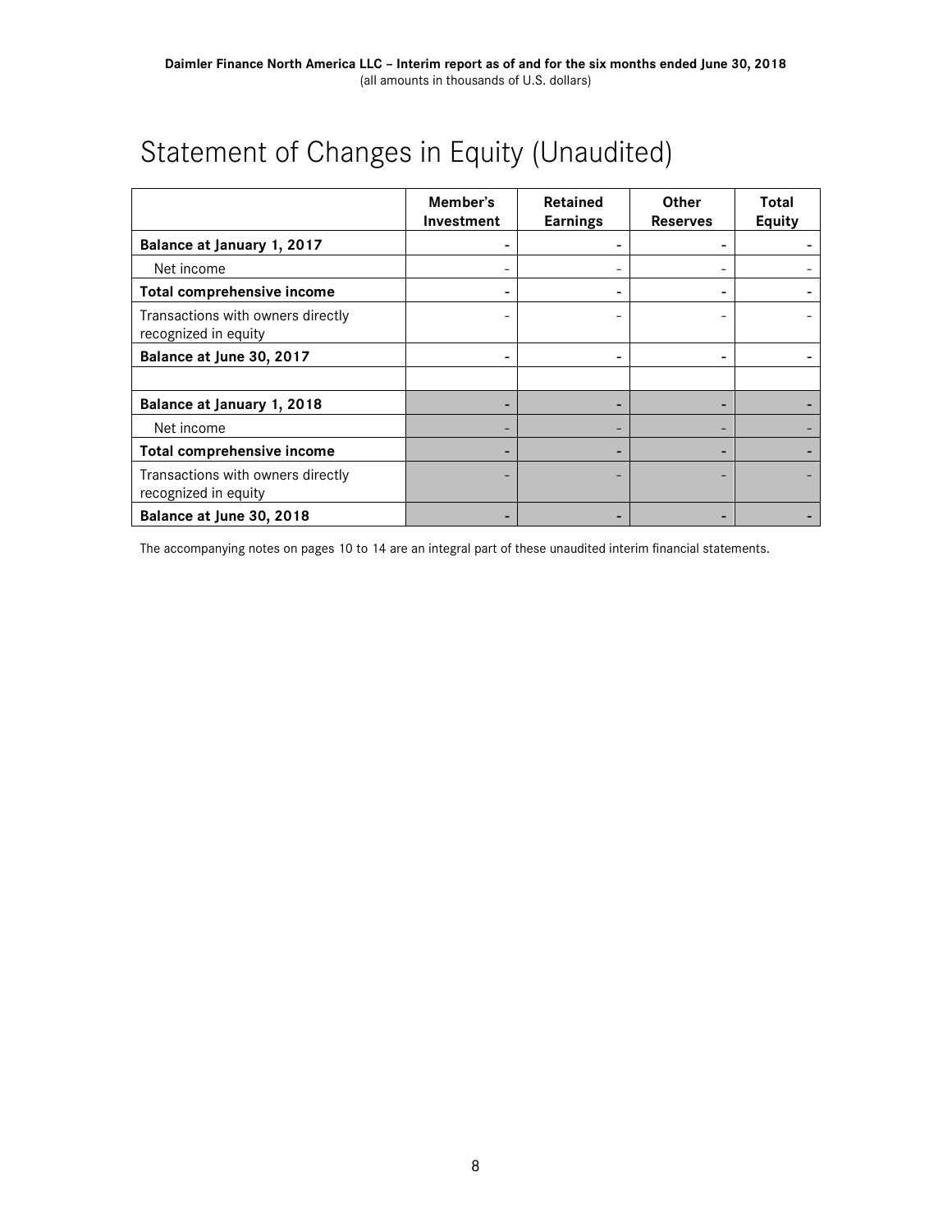# Statement of Changes in Equity (Unaudited)

| | Member's Investment | Retained Earnings | Other Reserves | Total Equity |
|---|---|---|---|---|
| **Balance at January 1, 2017** | **-** | **-** | **-** | **-** |
| Net income | - | - | - | - |
| **Total comprehensive income** | **-** | **-** | **-** | **-** |
| Transactions with owners directly recognized in equity | - | - | - | - |
| **Balance at June 30, 2017** | **-** | **-** | **-** | **-** |
| | | | | |
| **Balance at January 1, 2018** | **-** | **-** | **-** | **-** |
| Net income | - | - | - | - |
| **Total comprehensive income** | **-** | **-** | **-** | **-** |
| Transactions with owners directly recognized in equity | - | - | - | - |
| **Balance at June 30, 2018** | **-** | **-** | **-** | **-** |

The accompanying notes on pages 10 to 14 are an integral part of these unaudited interim financial statements.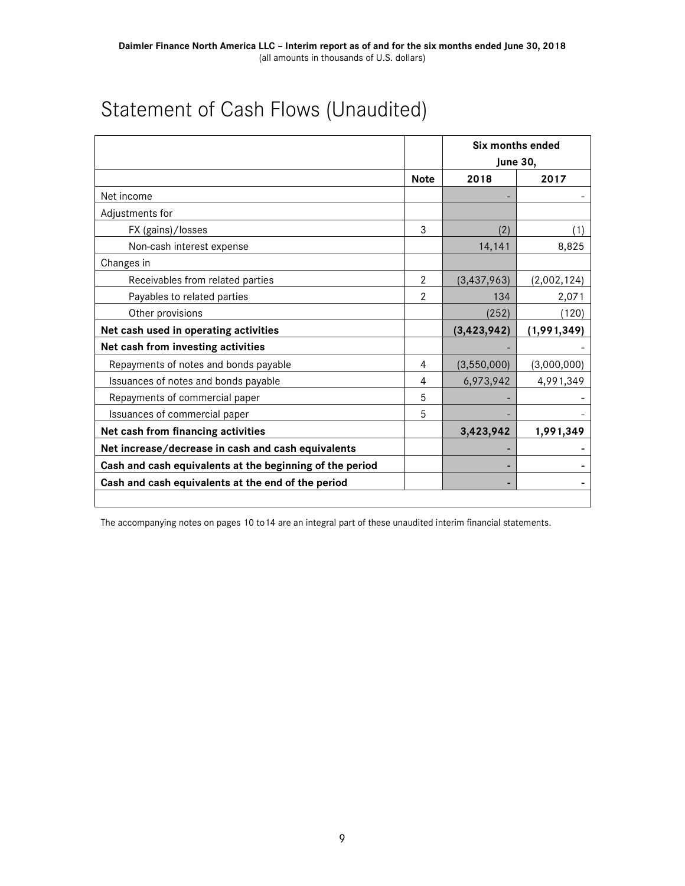# Statement of Cash Flows (Unaudited)

| | | Six months ended June 30, | |
|---|---|---|---|
| | **Note** | **2018** | **2017** |
| Net income | | - | - |
| Adjustments for | | | |
| FX (gains)/losses | 3 | (2) | (1) |
| Non-cash interest expense | | 14,141 | 8,825 |
| Changes in | | | |
| Receivables from related parties | 2 | (3,437,963) | (2,002,124) |
| Payables to related parties | 2 | 134 | 2,071 |
| Other provisions | | (252) | (120) |
| **Net cash used in operating activities** | | **(3,423,942)** | **(1,991,349)** |
| **Net cash from investing activities** | | - | - |
| Repayments of notes and bonds payable | 4 | (3,550,000) | (3,000,000) |
| Issuances of notes and bonds payable | 4 | 6,973,942 | 4,991,349 |
| Repayments of commercial paper | 5 | - | - |
| Issuances of commercial paper | 5 | - | - |
| **Net cash from financing activities** | | **3,423,942** | **1,991,349** |
| **Net increase/decrease in cash and cash equivalents** | | **-** | **-** |
| **Cash and cash equivalents at the beginning of the period** | | **-** | **-** |
| **Cash and cash equivalents at the end of the period** | | **-** | **-** |

The accompanying notes on pages 10 to14 are an integral part of these unaudited interim financial statements.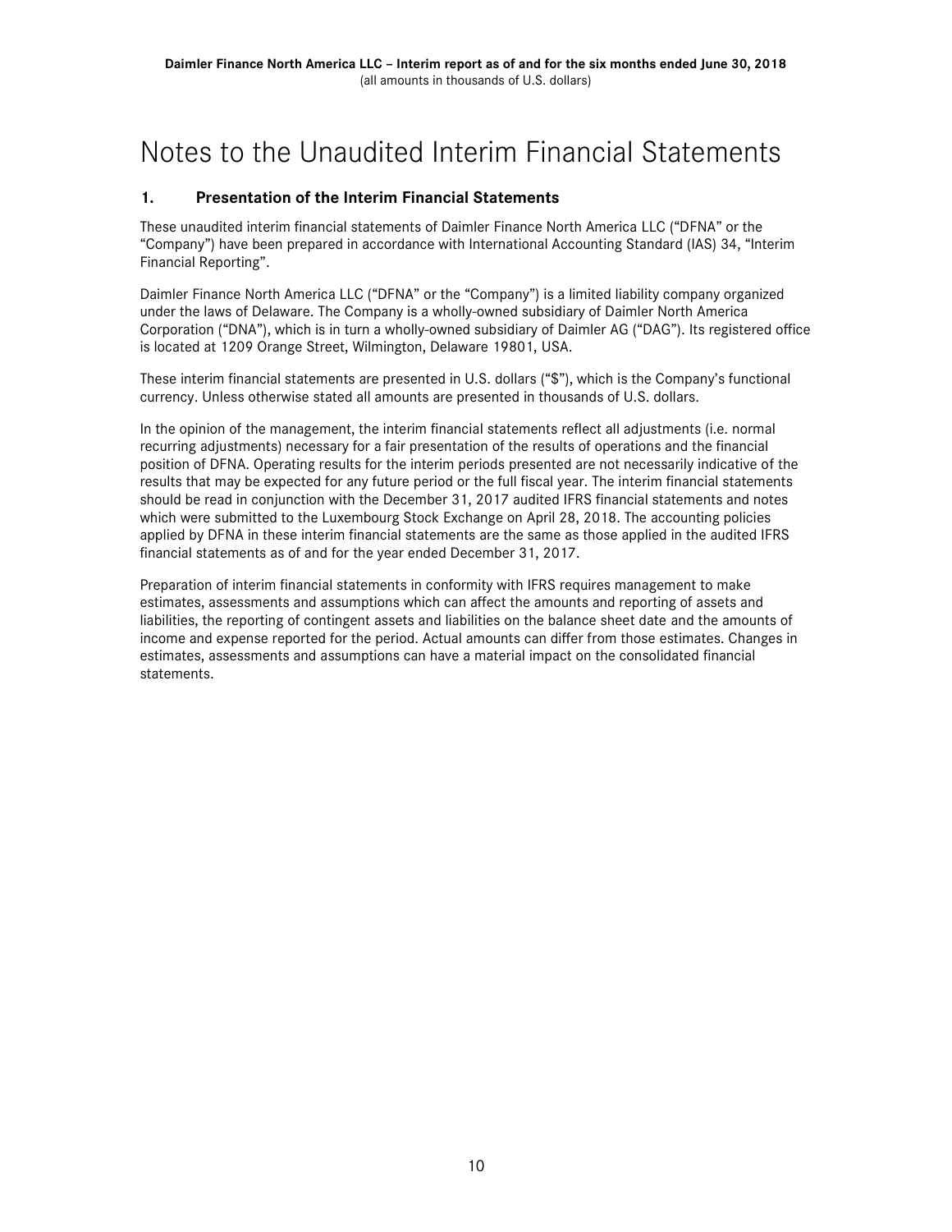# Notes to the Unaudited Interim Financial Statements

## 1. Presentation of the Interim Financial Statements

These unaudited interim financial statements of Daimler Finance North America LLC ("DFNA" or the "Company") have been prepared in accordance with International Accounting Standard (IAS) 34, "Interim Financial Reporting".

Daimler Finance North America LLC ("DFNA" or the "Company") is a limited liability company organized under the laws of Delaware. The Company is a wholly-owned subsidiary of Daimler North America Corporation ("DNA"), which is in turn a wholly-owned subsidiary of Daimler AG ("DAG"). Its registered office is located at 1209 Orange Street, Wilmington, Delaware 19801, USA.

These interim financial statements are presented in U.S. dollars ("$"), which is the Company's functional currency. Unless otherwise stated all amounts are presented in thousands of U.S. dollars.

In the opinion of the management, the interim financial statements reflect all adjustments (i.e. normal recurring adjustments) necessary for a fair presentation of the results of operations and the financial position of DFNA. Operating results for the interim periods presented are not necessarily indicative of the results that may be expected for any future period or the full fiscal year. The interim financial statements should be read in conjunction with the December 31, 2017 audited IFRS financial statements and notes which were submitted to the Luxembourg Stock Exchange on April 28, 2018. The accounting policies applied by DFNA in these interim financial statements are the same as those applied in the audited IFRS financial statements as of and for the year ended December 31, 2017.

Preparation of interim financial statements in conformity with IFRS requires management to make estimates, assessments and assumptions which can affect the amounts and reporting of assets and liabilities, the reporting of contingent assets and liabilities on the balance sheet date and the amounts of income and expense reported for the period. Actual amounts can differ from those estimates. Changes in estimates, assessments and assumptions can have a material impact on the consolidated financial statements.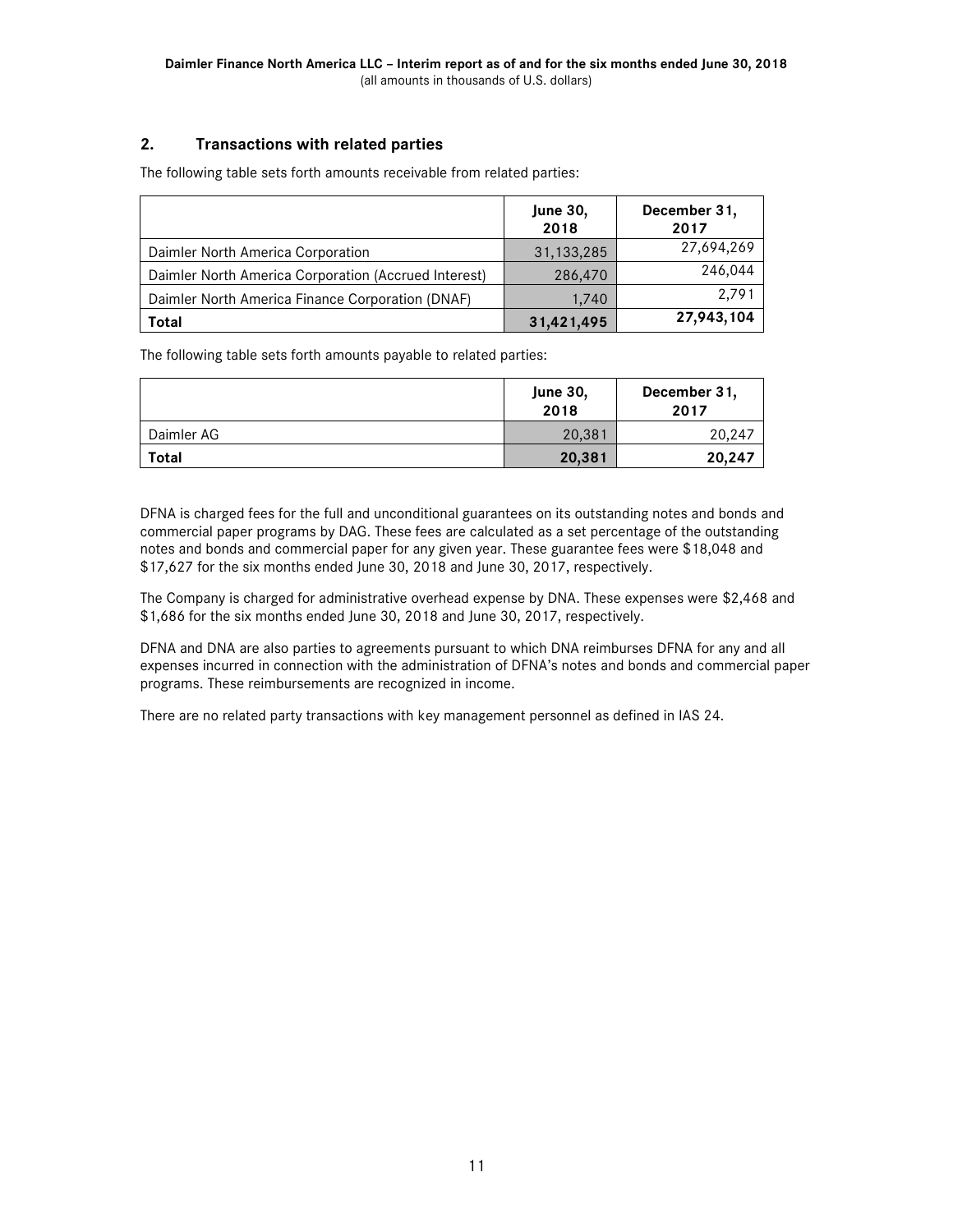## 2. Transactions with related parties

The following table sets forth amounts receivable from related parties:

| | June 30, 2018 | December 31, 2017 |
|---|---|---|
| Daimler North America Corporation | 31,133,285 | 27,694,269 |
| Daimler North America Corporation (Accrued Interest) | 286,470 | 246,044 |
| Daimler North America Finance Corporation (DNAF) | 1,740 | 2,791 |
| **Total** | **31,421,495** | **27,943,104** |

The following table sets forth amounts payable to related parties:

| | June 30, 2018 | December 31, 2017 |
|---|---|---|
| Daimler AG | 20,381 | 20,247 |
| **Total** | **20,381** | **20,247** |

DFNA is charged fees for the full and unconditional guarantees on its outstanding notes and bonds and commercial paper programs by DAG. These fees are calculated as a set percentage of the outstanding notes and bonds and commercial paper for any given year. These guarantee fees were $18,048 and $17,627 for the six months ended June 30, 2018 and June 30, 2017, respectively.

The Company is charged for administrative overhead expense by DNA. These expenses were $2,468 and $1,686 for the six months ended June 30, 2018 and June 30, 2017, respectively.

DFNA and DNA are also parties to agreements pursuant to which DNA reimburses DFNA for any and all expenses incurred in connection with the administration of DFNA's notes and bonds and commercial paper programs. These reimbursements are recognized in income.

There are no related party transactions with key management personnel as defined in IAS 24.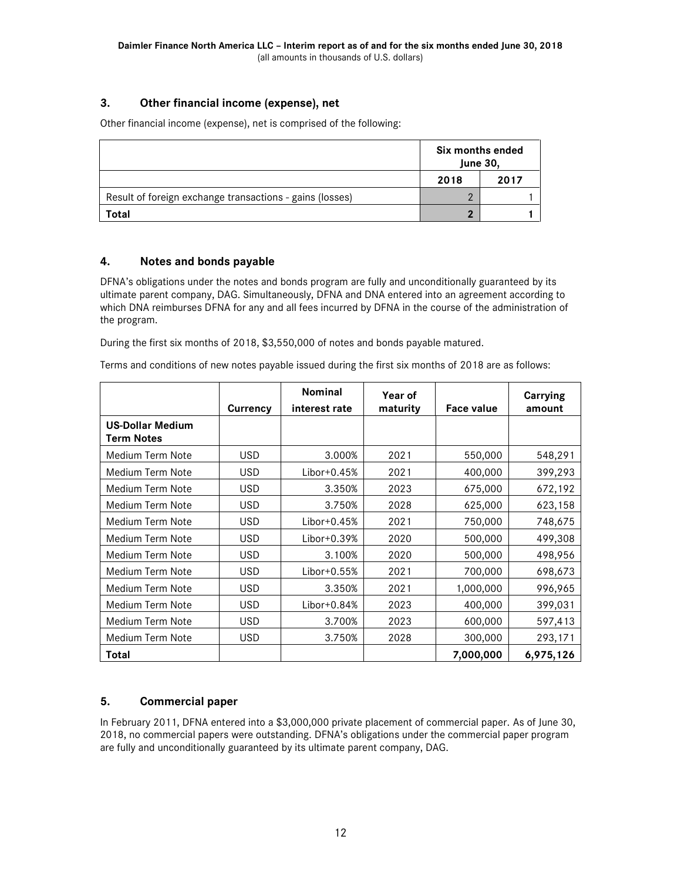## 3. Other financial income (expense), net

Other financial income (expense), net is comprised of the following:

| | Six months ended June 30, | |
|---|---|---|
| | 2018 | 2017 |
| Result of foreign exchange transactions - gains (losses) | 2 | 1 |
| **Total** | **2** | **1** |

## 4. Notes and bonds payable

DFNA's obligations under the notes and bonds program are fully and unconditionally guaranteed by its ultimate parent company, DAG. Simultaneously, DFNA and DNA entered into an agreement according to which DNA reimburses DFNA for any and all fees incurred by DFNA in the course of the administration of the program.

During the first six months of 2018, $3,550,000 of notes and bonds payable matured.

Terms and conditions of new notes payable issued during the first six months of 2018 are as follows:

| | Currency | Nominal interest rate | Year of maturity | Face value | Carrying amount |
|---|---|---|---|---|---|
| **US-Dollar Medium Term Notes** | | | | | |
| Medium Term Note | USD | 3.000% | 2021 | 550,000 | 548,291 |
| Medium Term Note | USD | Libor+0.45% | 2021 | 400,000 | 399,293 |
| Medium Term Note | USD | 3.350% | 2023 | 675,000 | 672,192 |
| Medium Term Note | USD | 3.750% | 2028 | 625,000 | 623,158 |
| Medium Term Note | USD | Libor+0.45% | 2021 | 750,000 | 748,675 |
| Medium Term Note | USD | Libor+0.39% | 2020 | 500,000 | 499,308 |
| Medium Term Note | USD | 3.100% | 2020 | 500,000 | 498,956 |
| Medium Term Note | USD | Libor+0.55% | 2021 | 700,000 | 698,673 |
| Medium Term Note | USD | 3.350% | 2021 | 1,000,000 | 996,965 |
| Medium Term Note | USD | Libor+0.84% | 2023 | 400,000 | 399,031 |
| Medium Term Note | USD | 3.700% | 2023 | 600,000 | 597,413 |
| Medium Term Note | USD | 3.750% | 2028 | 300,000 | 293,171 |
| **Total** | | | | **7,000,000** | **6,975,126** |

## 5. Commercial paper

In February 2011, DFNA entered into a $3,000,000 private placement of commercial paper. As of June 30, 2018, no commercial papers were outstanding. DFNA's obligations under the commercial paper program are fully and unconditionally guaranteed by its ultimate parent company, DAG.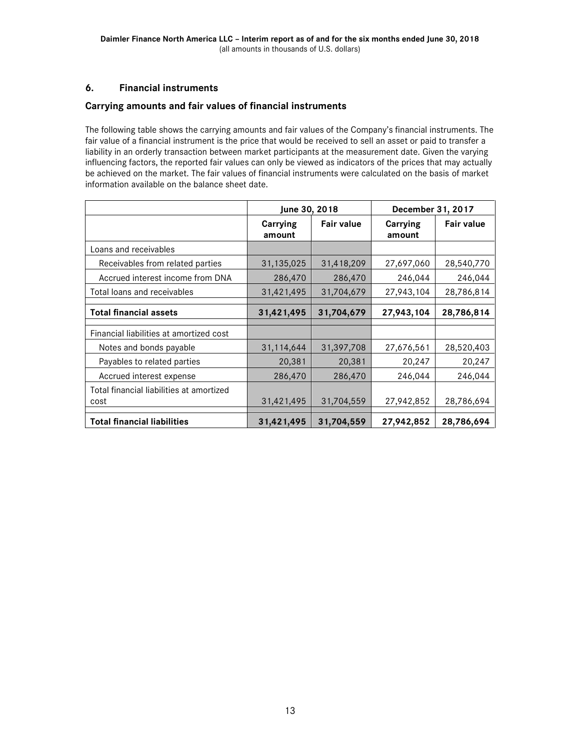## 6. Financial instruments

### Carrying amounts and fair values of financial instruments

The following table shows the carrying amounts and fair values of the Company's financial instruments. The fair value of a financial instrument is the price that would be received to sell an asset or paid to transfer a liability in an orderly transaction between market participants at the measurement date. Given the varying influencing factors, the reported fair values can only be viewed as indicators of the prices that may actually be achieved on the market. The fair values of financial instruments were calculated on the basis of market information available on the balance sheet date.

| | June 30, 2018 | | December 31, 2017 | |
|---|---|---|---|---|
| | **Carrying amount** | **Fair value** | **Carrying amount** | **Fair value** |
| Loans and receivables | | | | |
| Receivables from related parties | 31,135,025 | 31,418,209 | 27,697,060 | 28,540,770 |
| Accrued interest income from DNA | 286,470 | 286,470 | 246,044 | 246,044 |
| Total loans and receivables | 31,421,495 | 31,704,679 | 27,943,104 | 28,786,814 |
| **Total financial assets** | **31,421,495** | **31,704,679** | **27,943,104** | **28,786,814** |
| Financial liabilities at amortized cost | | | | |
| Notes and bonds payable | 31,114,644 | 31,397,708 | 27,676,561 | 28,520,403 |
| Payables to related parties | 20,381 | 20,381 | 20,247 | 20,247 |
| Accrued interest expense | 286,470 | 286,470 | 246,044 | 246,044 |
| Total financial liabilities at amortized cost | 31,421,495 | 31,704,559 | 27,942,852 | 28,786,694 |
| **Total financial liabilities** | **31,421,495** | **31,704,559** | **27,942,852** | **28,786,694** |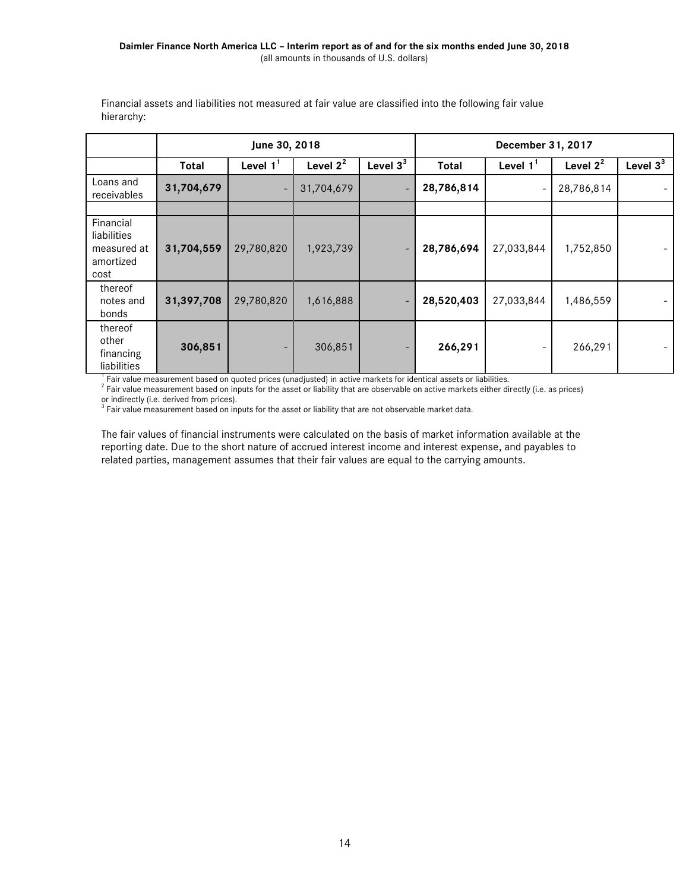Financial assets and liabilities not measured at fair value are classified into the following fair value hierarchy:

| | June 30, 2018 | | | | December 31, 2017 | | | |
|---|---|---|---|---|---|---|---|---|
| | **Total** | **Level 1**[1] | **Level 2**[2] | **Level 3**[3] | **Total** | **Level 1**[1] | **Level 2**[2] | **Level 3**[3] |
| Loans and receivables | **31,704,679** | - | 31,704,679 | - | **28,786,814** | - | 28,786,814 | - |
| | | | | | | | | |
| Financial liabilities measured at amortized cost | **31,704,559** | 29,780,820 | 1,923,739 | - | **28,786,694** | 27,033,844 | 1,752,850 | - |
| thereof notes and bonds | **31,397,708** | 29,780,820 | 1,616,888 | - | **28,520,403** | 27,033,844 | 1,486,559 | - |
| thereof other financing liabilities | **306,851** | - | 306,851 | - | **266,291** | - | 266,291 | - |

[1] Fair value measurement based on quoted prices (unadjusted) in active markets for identical assets or liabilities.
[2] Fair value measurement based on inputs for the asset or liability that are observable on active markets either directly (i.e. as prices) or indirectly (i.e. derived from prices).
[3] Fair value measurement based on inputs for the asset or liability that are not observable market data.

The fair values of financial instruments were calculated on the basis of market information available at the reporting date. Due to the short nature of accrued interest income and interest expense, and payables to related parties, management assumes that their fair values are equal to the carrying amounts.